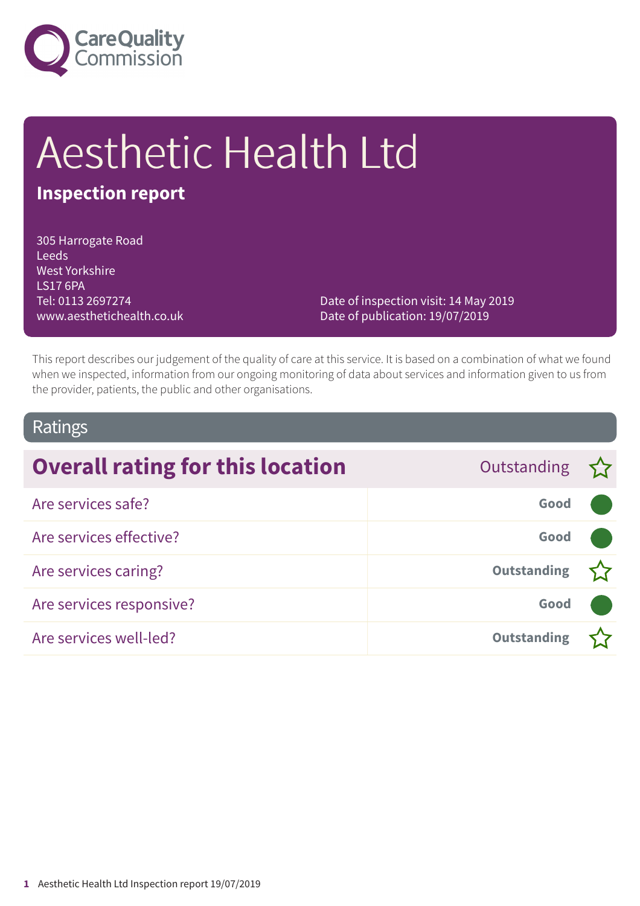# Aesthetic Health Ltd

## Inspection report

305 Harrogate Road
Leeds
West Yorkshire
LS17 6PA
Tel: 0113 2697274
www.aesthetichealth.co.uk

Date of inspection visit: 14 May 2019
Date of publication: 19/07/2019

This report describes our judgement of the quality of care at this service. It is based on a combination of what we found when we inspected, information from our ongoing monitoring of data about services and information given to us from the provider, patients, the public and other organisations.

## Ratings

| Overall rating for this location | Outstanding ☆ |
|---|---|
| Are services safe? | Good |
| Are services effective? | Good |
| Are services caring? | Outstanding ☆ |
| Are services responsive? | Good |
| Are services well-led? | Outstanding ☆ |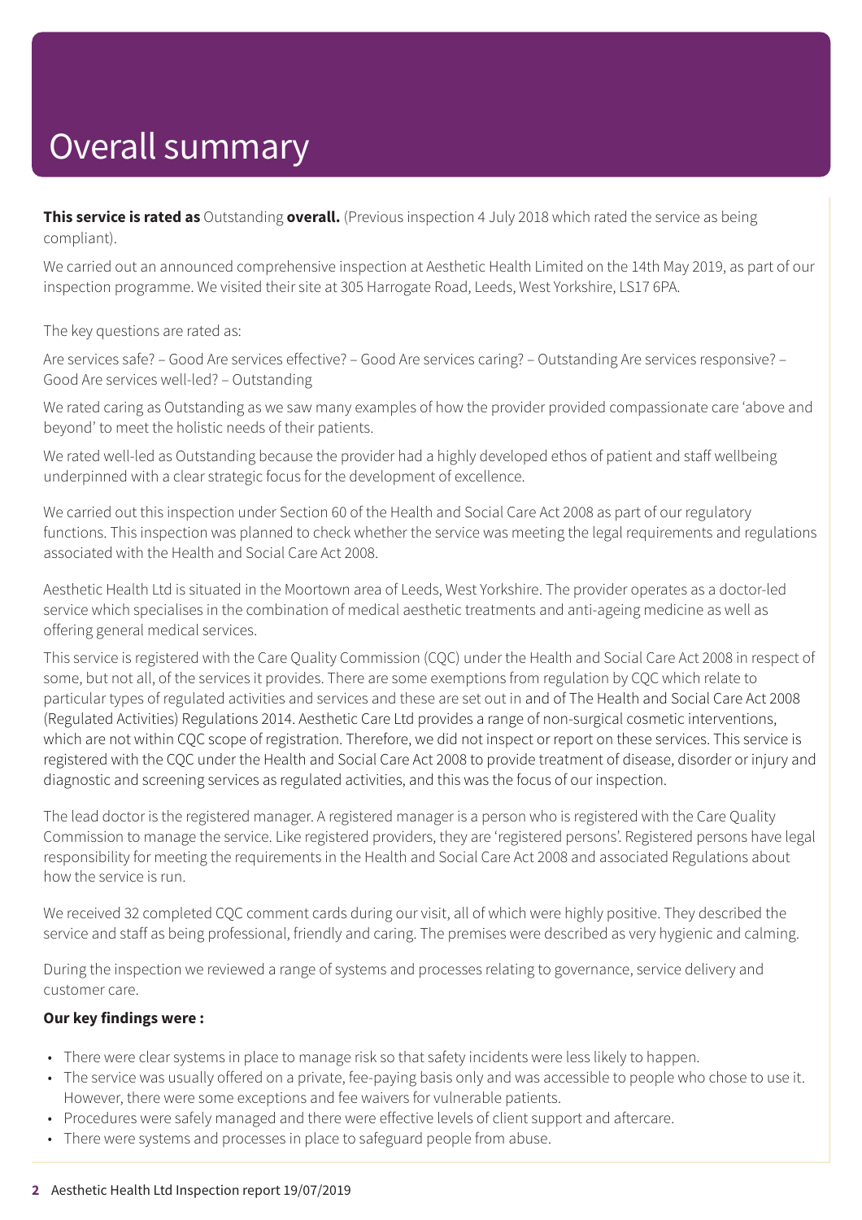# Overall summary

**This service is rated as** Outstanding **overall.** (Previous inspection 4 July 2018 which rated the service as being compliant).

We carried out an announced comprehensive inspection at Aesthetic Health Limited on the 14th May 2019, as part of our inspection programme. We visited their site at 305 Harrogate Road, Leeds, West Yorkshire, LS17 6PA.

The key questions are rated as:

Are services safe? – Good Are services effective? – Good Are services caring? – Outstanding Are services responsive? – Good Are services well-led? – Outstanding

We rated caring as Outstanding as we saw many examples of how the provider provided compassionate care 'above and beyond' to meet the holistic needs of their patients.

We rated well-led as Outstanding because the provider had a highly developed ethos of patient and staff wellbeing underpinned with a clear strategic focus for the development of excellence.

We carried out this inspection under Section 60 of the Health and Social Care Act 2008 as part of our regulatory functions. This inspection was planned to check whether the service was meeting the legal requirements and regulations associated with the Health and Social Care Act 2008.

Aesthetic Health Ltd is situated in the Moortown area of Leeds, West Yorkshire. The provider operates as a doctor-led service which specialises in the combination of medical aesthetic treatments and anti-ageing medicine as well as offering general medical services.

This service is registered with the Care Quality Commission (CQC) under the Health and Social Care Act 2008 in respect of some, but not all, of the services it provides. There are some exemptions from regulation by CQC which relate to particular types of regulated activities and services and these are set out in and of The Health and Social Care Act 2008 (Regulated Activities) Regulations 2014. Aesthetic Care Ltd provides a range of non-surgical cosmetic interventions, which are not within CQC scope of registration. Therefore, we did not inspect or report on these services. This service is registered with the CQC under the Health and Social Care Act 2008 to provide treatment of disease, disorder or injury and diagnostic and screening services as regulated activities, and this was the focus of our inspection.

The lead doctor is the registered manager. A registered manager is a person who is registered with the Care Quality Commission to manage the service. Like registered providers, they are 'registered persons'. Registered persons have legal responsibility for meeting the requirements in the Health and Social Care Act 2008 and associated Regulations about how the service is run.

We received 32 completed CQC comment cards during our visit, all of which were highly positive. They described the service and staff as being professional, friendly and caring. The premises were described as very hygienic and calming.

During the inspection we reviewed a range of systems and processes relating to governance, service delivery and customer care.

**Our key findings were :**

- There were clear systems in place to manage risk so that safety incidents were less likely to happen.
- The service was usually offered on a private, fee-paying basis only and was accessible to people who chose to use it. However, there were some exceptions and fee waivers for vulnerable patients.
- Procedures were safely managed and there were effective levels of client support and aftercare.
- There were systems and processes in place to safeguard people from abuse.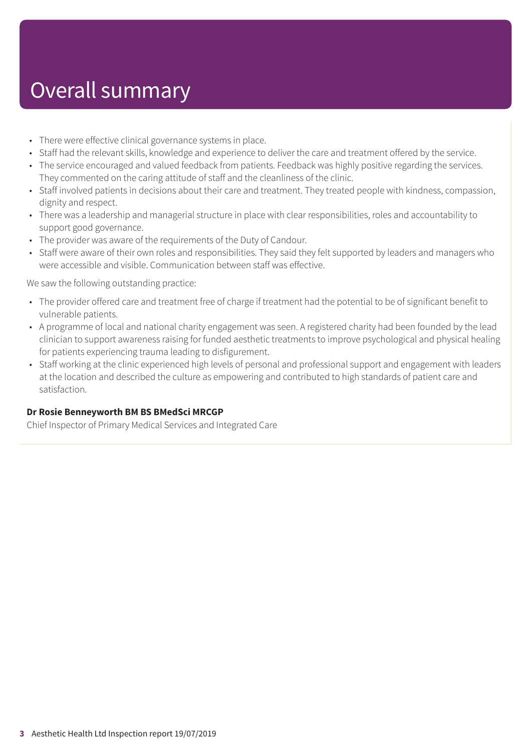# Overall summary

- There were effective clinical governance systems in place.
- Staff had the relevant skills, knowledge and experience to deliver the care and treatment offered by the service.
- The service encouraged and valued feedback from patients. Feedback was highly positive regarding the services. They commented on the caring attitude of staff and the cleanliness of the clinic.
- Staff involved patients in decisions about their care and treatment. They treated people with kindness, compassion, dignity and respect.
- There was a leadership and managerial structure in place with clear responsibilities, roles and accountability to support good governance.
- The provider was aware of the requirements of the Duty of Candour.
- Staff were aware of their own roles and responsibilities. They said they felt supported by leaders and managers who were accessible and visible. Communication between staff was effective.

We saw the following outstanding practice:

- The provider offered care and treatment free of charge if treatment had the potential to be of significant benefit to vulnerable patients.
- A programme of local and national charity engagement was seen. A registered charity had been founded by the lead clinician to support awareness raising for funded aesthetic treatments to improve psychological and physical healing for patients experiencing trauma leading to disfigurement.
- Staff working at the clinic experienced high levels of personal and professional support and engagement with leaders at the location and described the culture as empowering and contributed to high standards of patient care and satisfaction.

**Dr Rosie Benneyworth BM BS BMedSci MRCGP**
Chief Inspector of Primary Medical Services and Integrated Care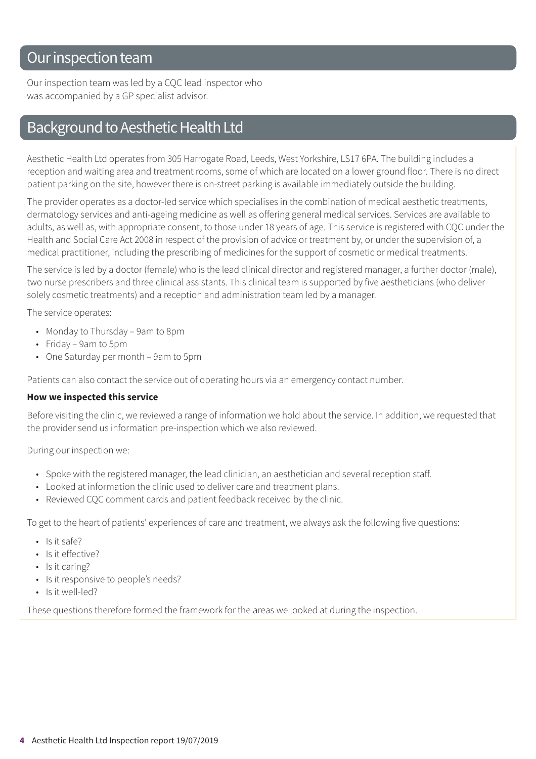## Our inspection team

Our inspection team was led by a CQC lead inspector who was accompanied by a GP specialist advisor.

## Background to Aesthetic Health Ltd

Aesthetic Health Ltd operates from 305 Harrogate Road, Leeds, West Yorkshire, LS17 6PA. The building includes a reception and waiting area and treatment rooms, some of which are located on a lower ground floor. There is no direct patient parking on the site, however there is on-street parking is available immediately outside the building.

The provider operates as a doctor-led service which specialises in the combination of medical aesthetic treatments, dermatology services and anti-ageing medicine as well as offering general medical services. Services are available to adults, as well as, with appropriate consent, to those under 18 years of age. This service is registered with CQC under the Health and Social Care Act 2008 in respect of the provision of advice or treatment by, or under the supervision of, a medical practitioner, including the prescribing of medicines for the support of cosmetic or medical treatments.

The service is led by a doctor (female) who is the lead clinical director and registered manager, a further doctor (male), two nurse prescribers and three clinical assistants. This clinical team is supported by five aestheticians (who deliver solely cosmetic treatments) and a reception and administration team led by a manager.

The service operates:

- Monday to Thursday – 9am to 8pm
- Friday – 9am to 5pm
- One Saturday per month – 9am to 5pm

Patients can also contact the service out of operating hours via an emergency contact number.

**How we inspected this service**

Before visiting the clinic, we reviewed a range of information we hold about the service. In addition, we requested that the provider send us information pre-inspection which we also reviewed.

During our inspection we:

- Spoke with the registered manager, the lead clinician, an aesthetician and several reception staff.
- Looked at information the clinic used to deliver care and treatment plans.
- Reviewed CQC comment cards and patient feedback received by the clinic.

To get to the heart of patients' experiences of care and treatment, we always ask the following five questions:

- Is it safe?
- Is it effective?
- Is it caring?
- Is it responsive to people's needs?
- Is it well-led?

These questions therefore formed the framework for the areas we looked at during the inspection.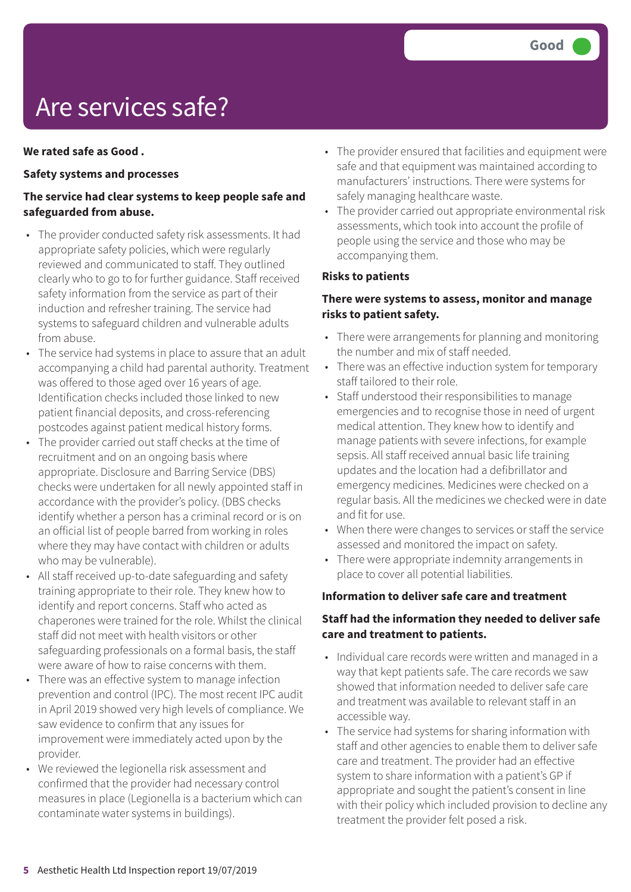# Are services safe?

Good

**We rated safe as Good .**

**Safety systems and processes**

**The service had clear systems to keep people safe and safeguarded from abuse.**

- The provider conducted safety risk assessments. It had appropriate safety policies, which were regularly reviewed and communicated to staff. They outlined clearly who to go to for further guidance. Staff received safety information from the service as part of their induction and refresher training. The service had systems to safeguard children and vulnerable adults from abuse.
- The service had systems in place to assure that an adult accompanying a child had parental authority. Treatment was offered to those aged over 16 years of age. Identification checks included those linked to new patient financial deposits, and cross-referencing postcodes against patient medical history forms.
- The provider carried out staff checks at the time of recruitment and on an ongoing basis where appropriate. Disclosure and Barring Service (DBS) checks were undertaken for all newly appointed staff in accordance with the provider's policy. (DBS checks identify whether a person has a criminal record or is on an official list of people barred from working in roles where they may have contact with children or adults who may be vulnerable).
- All staff received up-to-date safeguarding and safety training appropriate to their role. They knew how to identify and report concerns. Staff who acted as chaperones were trained for the role. Whilst the clinical staff did not meet with health visitors or other safeguarding professionals on a formal basis, the staff were aware of how to raise concerns with them.
- There was an effective system to manage infection prevention and control (IPC). The most recent IPC audit in April 2019 showed very high levels of compliance. We saw evidence to confirm that any issues for improvement were immediately acted upon by the provider.
- We reviewed the legionella risk assessment and confirmed that the provider had necessary control measures in place (Legionella is a bacterium which can contaminate water systems in buildings).
- The provider ensured that facilities and equipment were safe and that equipment was maintained according to manufacturers' instructions. There were systems for safely managing healthcare waste.
- The provider carried out appropriate environmental risk assessments, which took into account the profile of people using the service and those who may be accompanying them.

**Risks to patients**

**There were systems to assess, monitor and manage risks to patient safety.**

- There were arrangements for planning and monitoring the number and mix of staff needed.
- There was an effective induction system for temporary staff tailored to their role.
- Staff understood their responsibilities to manage emergencies and to recognise those in need of urgent medical attention. They knew how to identify and manage patients with severe infections, for example sepsis. All staff received annual basic life training updates and the location had a defibrillator and emergency medicines. Medicines were checked on a regular basis. All the medicines we checked were in date and fit for use.
- When there were changes to services or staff the service assessed and monitored the impact on safety.
- There were appropriate indemnity arrangements in place to cover all potential liabilities.

**Information to deliver safe care and treatment**

**Staff had the information they needed to deliver safe care and treatment to patients.**

- Individual care records were written and managed in a way that kept patients safe. The care records we saw showed that information needed to deliver safe care and treatment was available to relevant staff in an accessible way.
- The service had systems for sharing information with staff and other agencies to enable them to deliver safe care and treatment. The provider had an effective system to share information with a patient's GP if appropriate and sought the patient's consent in line with their policy which included provision to decline any treatment the provider felt posed a risk.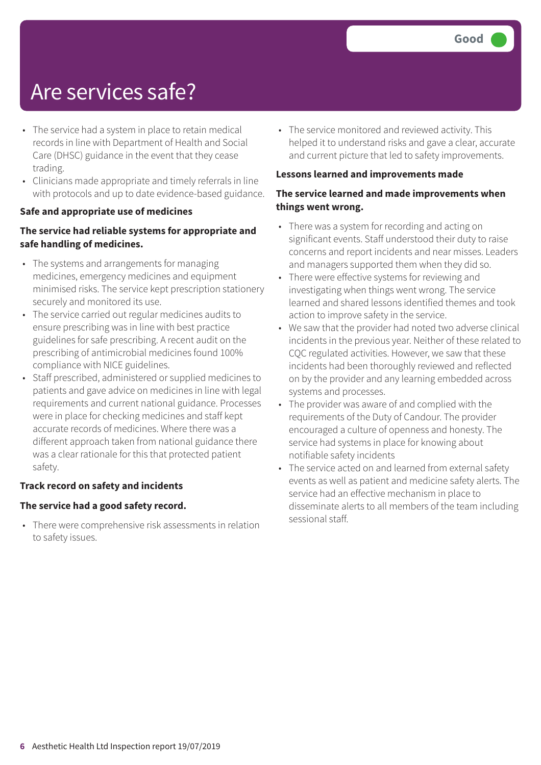# Are services safe?

Good

- The service had a system in place to retain medical records in line with Department of Health and Social Care (DHSC) guidance in the event that they cease trading.
- Clinicians made appropriate and timely referrals in line with protocols and up to date evidence-based guidance.

**Safe and appropriate use of medicines**

**The service had reliable systems for appropriate and safe handling of medicines.**

- The systems and arrangements for managing medicines, emergency medicines and equipment minimised risks. The service kept prescription stationery securely and monitored its use.
- The service carried out regular medicines audits to ensure prescribing was in line with best practice guidelines for safe prescribing. A recent audit on the prescribing of antimicrobial medicines found 100% compliance with NICE guidelines.
- Staff prescribed, administered or supplied medicines to patients and gave advice on medicines in line with legal requirements and current national guidance. Processes were in place for checking medicines and staff kept accurate records of medicines. Where there was a different approach taken from national guidance there was a clear rationale for this that protected patient safety.

**Track record on safety and incidents**

**The service had a good safety record.**

- There were comprehensive risk assessments in relation to safety issues.
- The service monitored and reviewed activity. This helped it to understand risks and gave a clear, accurate and current picture that led to safety improvements.

**Lessons learned and improvements made**

**The service learned and made improvements when things went wrong.**

- There was a system for recording and acting on significant events. Staff understood their duty to raise concerns and report incidents and near misses. Leaders and managers supported them when they did so.
- There were effective systems for reviewing and investigating when things went wrong. The service learned and shared lessons identified themes and took action to improve safety in the service.
- We saw that the provider had noted two adverse clinical incidents in the previous year. Neither of these related to CQC regulated activities. However, we saw that these incidents had been thoroughly reviewed and reflected on by the provider and any learning embedded across systems and processes.
- The provider was aware of and complied with the requirements of the Duty of Candour. The provider encouraged a culture of openness and honesty. The service had systems in place for knowing about notifiable safety incidents
- The service acted on and learned from external safety events as well as patient and medicine safety alerts. The service had an effective mechanism in place to disseminate alerts to all members of the team including sessional staff.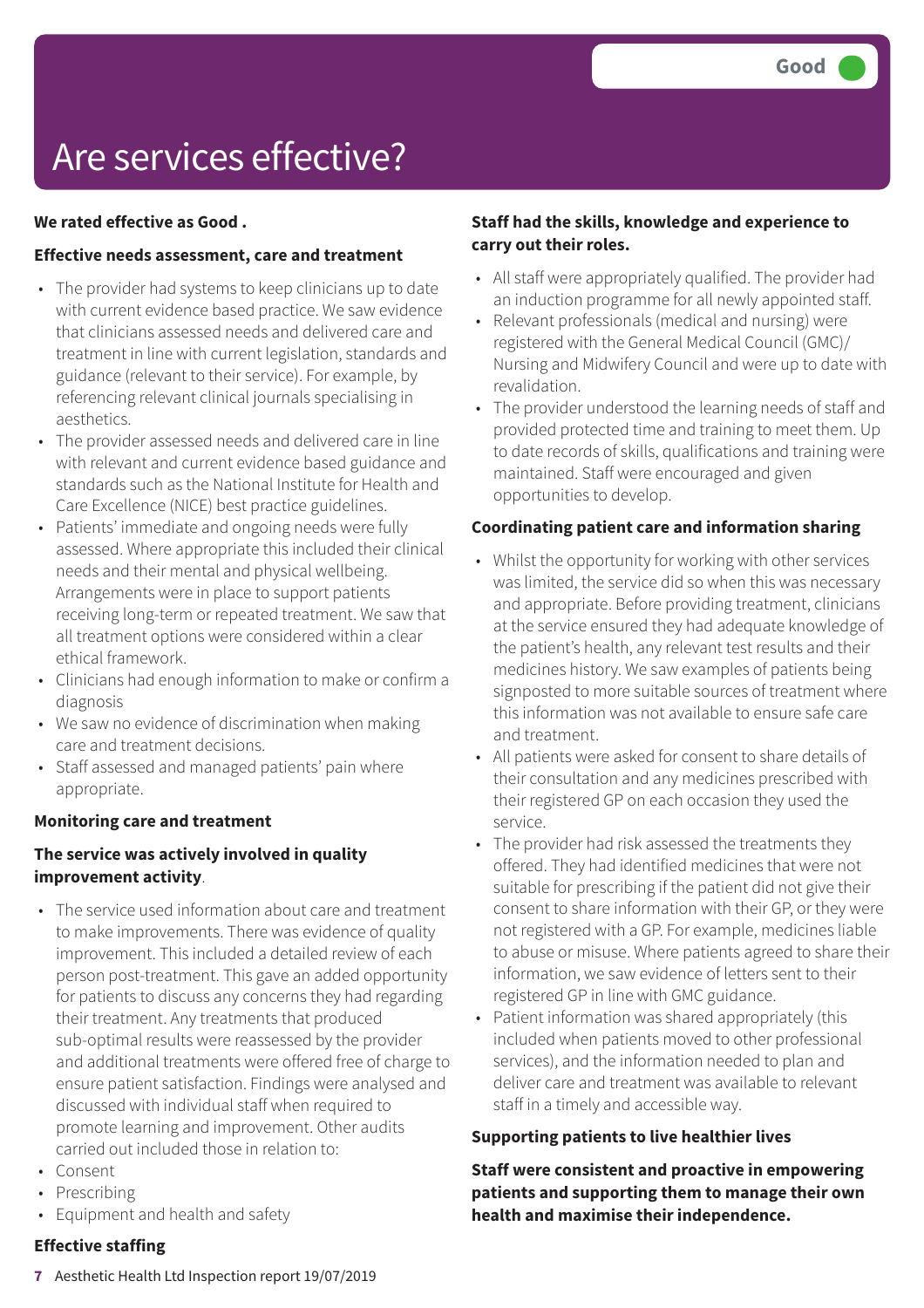Good

# Are services effective?

**We rated effective as Good .**

**Effective needs assessment, care and treatment**

- The provider had systems to keep clinicians up to date with current evidence based practice. We saw evidence that clinicians assessed needs and delivered care and treatment in line with current legislation, standards and guidance (relevant to their service). For example, by referencing relevant clinical journals specialising in aesthetics.
- The provider assessed needs and delivered care in line with relevant and current evidence based guidance and standards such as the National Institute for Health and Care Excellence (NICE) best practice guidelines.
- Patients' immediate and ongoing needs were fully assessed. Where appropriate this included their clinical needs and their mental and physical wellbeing. Arrangements were in place to support patients receiving long-term or repeated treatment. We saw that all treatment options were considered within a clear ethical framework.
- Clinicians had enough information to make or confirm a diagnosis
- We saw no evidence of discrimination when making care and treatment decisions.
- Staff assessed and managed patients' pain where appropriate.

**Monitoring care and treatment**

**The service was actively involved in quality improvement activity**.

- The service used information about care and treatment to make improvements. There was evidence of quality improvement. This included a detailed review of each person post-treatment. This gave an added opportunity for patients to discuss any concerns they had regarding their treatment. Any treatments that produced sub-optimal results were reassessed by the provider and additional treatments were offered free of charge to ensure patient satisfaction. Findings were analysed and discussed with individual staff when required to promote learning and improvement. Other audits carried out included those in relation to:
- Consent
- Prescribing
- Equipment and health and safety

**Effective staffing**

**Staff had the skills, knowledge and experience to carry out their roles.**

- All staff were appropriately qualified. The provider had an induction programme for all newly appointed staff.
- Relevant professionals (medical and nursing) were registered with the General Medical Council (GMC)/ Nursing and Midwifery Council and were up to date with revalidation.
- The provider understood the learning needs of staff and provided protected time and training to meet them. Up to date records of skills, qualifications and training were maintained. Staff were encouraged and given opportunities to develop.

**Coordinating patient care and information sharing**

- Whilst the opportunity for working with other services was limited, the service did so when this was necessary and appropriate. Before providing treatment, clinicians at the service ensured they had adequate knowledge of the patient's health, any relevant test results and their medicines history. We saw examples of patients being signposted to more suitable sources of treatment where this information was not available to ensure safe care and treatment.
- All patients were asked for consent to share details of their consultation and any medicines prescribed with their registered GP on each occasion they used the service.
- The provider had risk assessed the treatments they offered. They had identified medicines that were not suitable for prescribing if the patient did not give their consent to share information with their GP, or they were not registered with a GP. For example, medicines liable to abuse or misuse. Where patients agreed to share their information, we saw evidence of letters sent to their registered GP in line with GMC guidance.
- Patient information was shared appropriately (this included when patients moved to other professional services), and the information needed to plan and deliver care and treatment was available to relevant staff in a timely and accessible way.

**Supporting patients to live healthier lives**

**Staff were consistent and proactive in empowering patients and supporting them to manage their own health and maximise their independence.**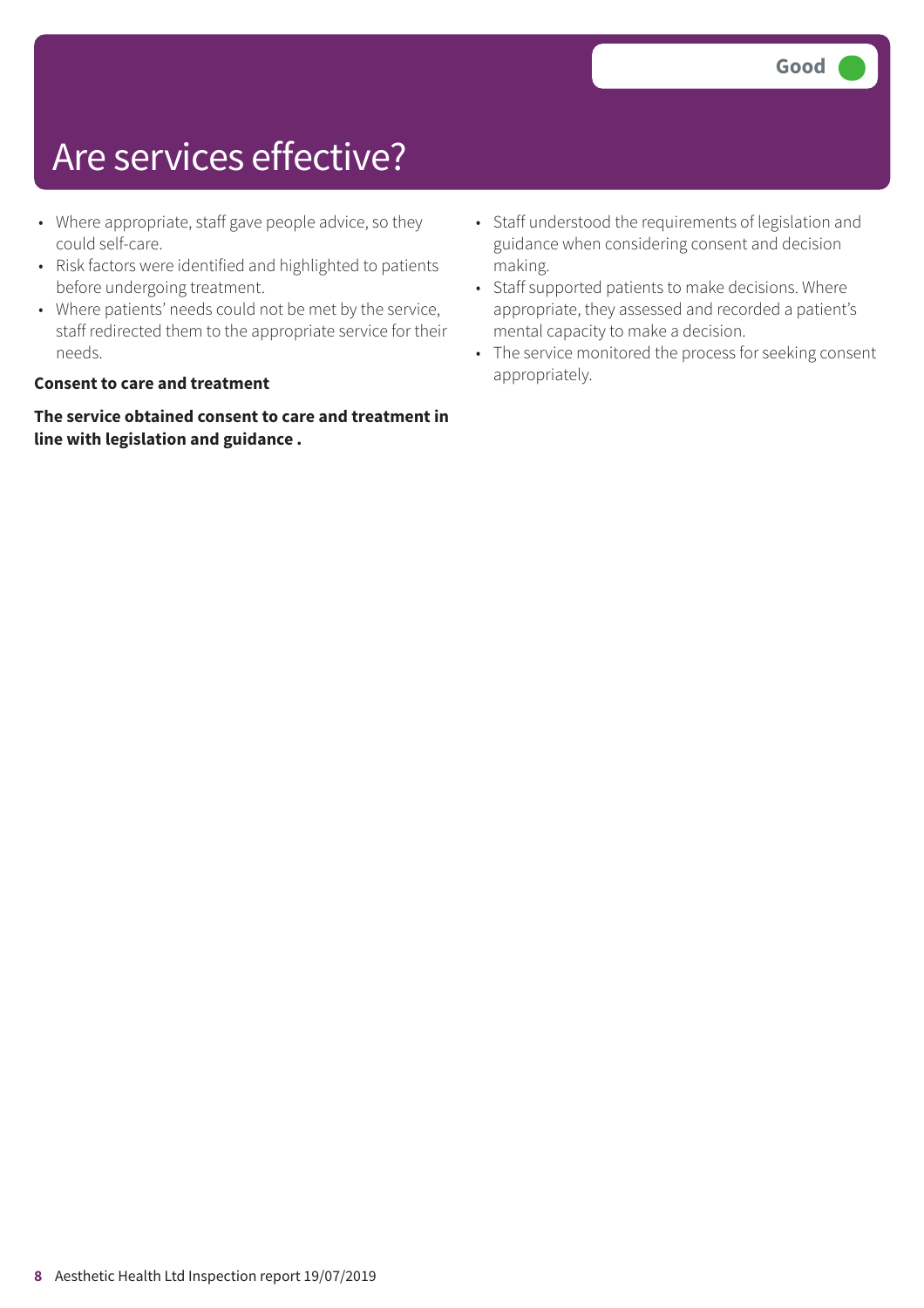# Are services effective?

Good

- Where appropriate, staff gave people advice, so they could self-care.
- Risk factors were identified and highlighted to patients before undergoing treatment.
- Where patients' needs could not be met by the service, staff redirected them to the appropriate service for their needs.

**Consent to care and treatment**

**The service obtained consent to care and treatment in line with legislation and guidance .**

- Staff understood the requirements of legislation and guidance when considering consent and decision making.
- Staff supported patients to make decisions. Where appropriate, they assessed and recorded a patient's mental capacity to make a decision.
- The service monitored the process for seeking consent appropriately.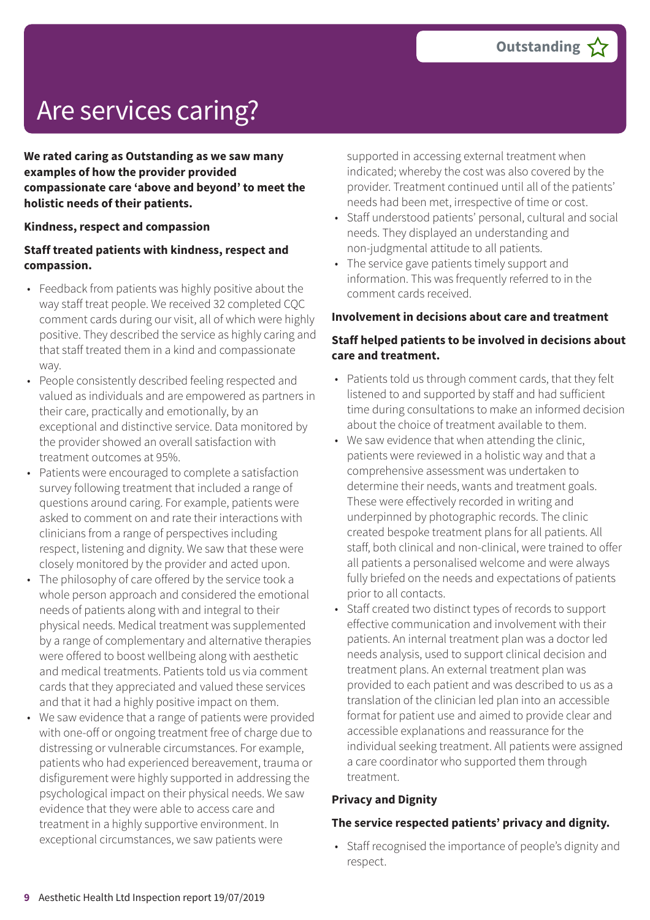Outstanding

# Are services caring?

**We rated caring as Outstanding as we saw many examples of how the provider provided compassionate care 'above and beyond' to meet the holistic needs of their patients.**

**Kindness, respect and compassion**

**Staff treated patients with kindness, respect and compassion.**

- Feedback from patients was highly positive about the way staff treat people. We received 32 completed CQC comment cards during our visit, all of which were highly positive. They described the service as highly caring and that staff treated them in a kind and compassionate way.
- People consistently described feeling respected and valued as individuals and are empowered as partners in their care, practically and emotionally, by an exceptional and distinctive service. Data monitored by the provider showed an overall satisfaction with treatment outcomes at 95%.
- Patients were encouraged to complete a satisfaction survey following treatment that included a range of questions around caring. For example, patients were asked to comment on and rate their interactions with clinicians from a range of perspectives including respect, listening and dignity. We saw that these were closely monitored by the provider and acted upon.
- The philosophy of care offered by the service took a whole person approach and considered the emotional needs of patients along with and integral to their physical needs. Medical treatment was supplemented by a range of complementary and alternative therapies were offered to boost wellbeing along with aesthetic and medical treatments. Patients told us via comment cards that they appreciated and valued these services and that it had a highly positive impact on them.
- We saw evidence that a range of patients were provided with one-off or ongoing treatment free of charge due to distressing or vulnerable circumstances. For example, patients who had experienced bereavement, trauma or disfigurement were highly supported in addressing the psychological impact on their physical needs. We saw evidence that they were able to access care and treatment in a highly supportive environment. In exceptional circumstances, we saw patients were supported in accessing external treatment when indicated; whereby the cost was also covered by the provider. Treatment continued until all of the patients' needs had been met, irrespective of time or cost.
- Staff understood patients' personal, cultural and social needs. They displayed an understanding and non-judgmental attitude to all patients.
- The service gave patients timely support and information. This was frequently referred to in the comment cards received.

**Involvement in decisions about care and treatment**

**Staff helped patients to be involved in decisions about care and treatment.**

- Patients told us through comment cards, that they felt listened to and supported by staff and had sufficient time during consultations to make an informed decision about the choice of treatment available to them.
- We saw evidence that when attending the clinic, patients were reviewed in a holistic way and that a comprehensive assessment was undertaken to determine their needs, wants and treatment goals. These were effectively recorded in writing and underpinned by photographic records. The clinic created bespoke treatment plans for all patients. All staff, both clinical and non-clinical, were trained to offer all patients a personalised welcome and were always fully briefed on the needs and expectations of patients prior to all contacts.
- Staff created two distinct types of records to support effective communication and involvement with their patients. An internal treatment plan was a doctor led needs analysis, used to support clinical decision and treatment plans. An external treatment plan was provided to each patient and was described to us as a translation of the clinician led plan into an accessible format for patient use and aimed to provide clear and accessible explanations and reassurance for the individual seeking treatment. All patients were assigned a care coordinator who supported them through treatment.

**Privacy and Dignity**

**The service respected patients' privacy and dignity.**

- Staff recognised the importance of people's dignity and respect.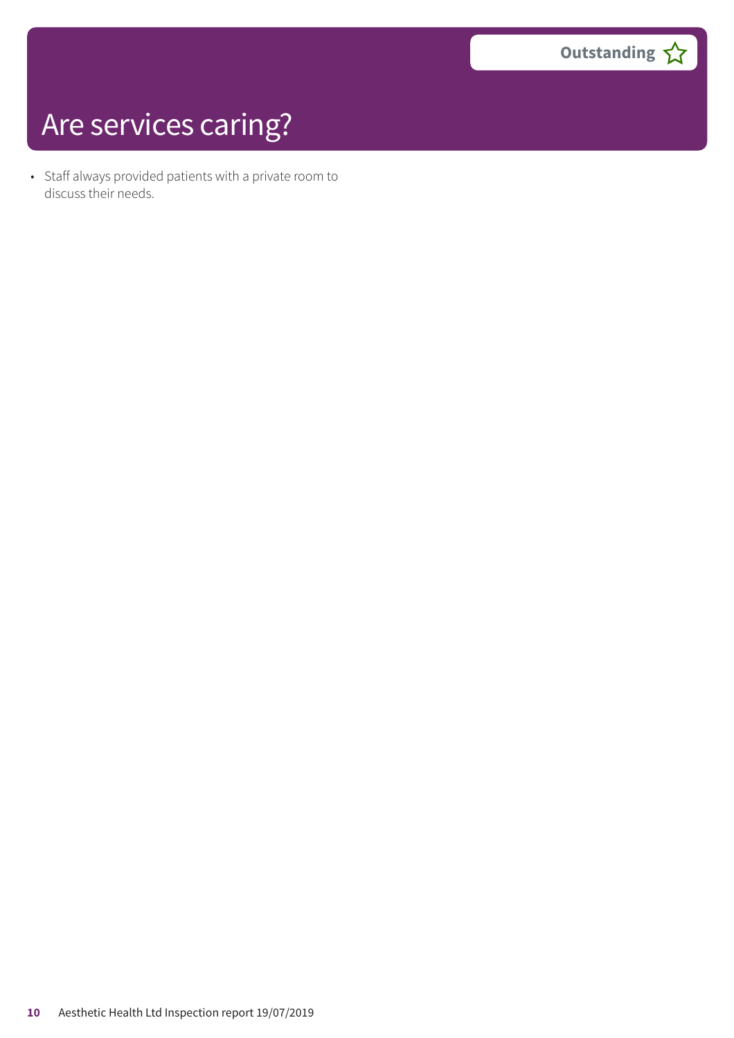# Are services caring?

Outstanding ☆

- Staff always provided patients with a private room to discuss their needs.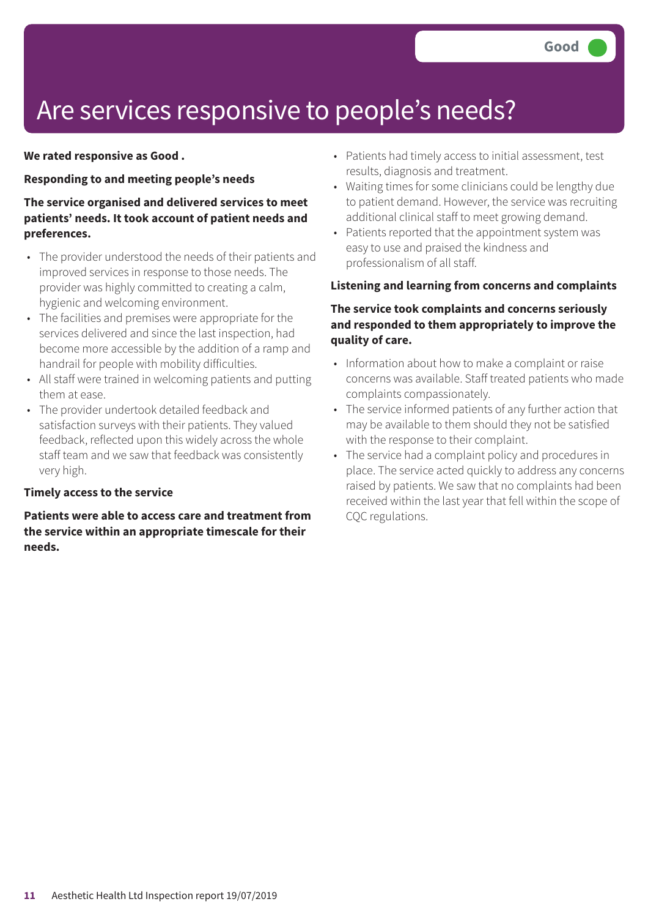# Are services responsive to people's needs?

Good

**We rated responsive as Good .**

**Responding to and meeting people's needs**

**The service organised and delivered services to meet patients' needs. It took account of patient needs and preferences.**

- The provider understood the needs of their patients and improved services in response to those needs. The provider was highly committed to creating a calm, hygienic and welcoming environment.
- The facilities and premises were appropriate for the services delivered and since the last inspection, had become more accessible by the addition of a ramp and handrail for people with mobility difficulties.
- All staff were trained in welcoming patients and putting them at ease.
- The provider undertook detailed feedback and satisfaction surveys with their patients. They valued feedback, reflected upon this widely across the whole staff team and we saw that feedback was consistently very high.

**Timely access to the service**

**Patients were able to access care and treatment from the service within an appropriate timescale for their needs.**

- Patients had timely access to initial assessment, test results, diagnosis and treatment.
- Waiting times for some clinicians could be lengthy due to patient demand. However, the service was recruiting additional clinical staff to meet growing demand.
- Patients reported that the appointment system was easy to use and praised the kindness and professionalism of all staff.

**Listening and learning from concerns and complaints**

**The service took complaints and concerns seriously and responded to them appropriately to improve the quality of care.**

- Information about how to make a complaint or raise concerns was available. Staff treated patients who made complaints compassionately.
- The service informed patients of any further action that may be available to them should they not be satisfied with the response to their complaint.
- The service had a complaint policy and procedures in place. The service acted quickly to address any concerns raised by patients. We saw that no complaints had been received within the last year that fell within the scope of CQC regulations.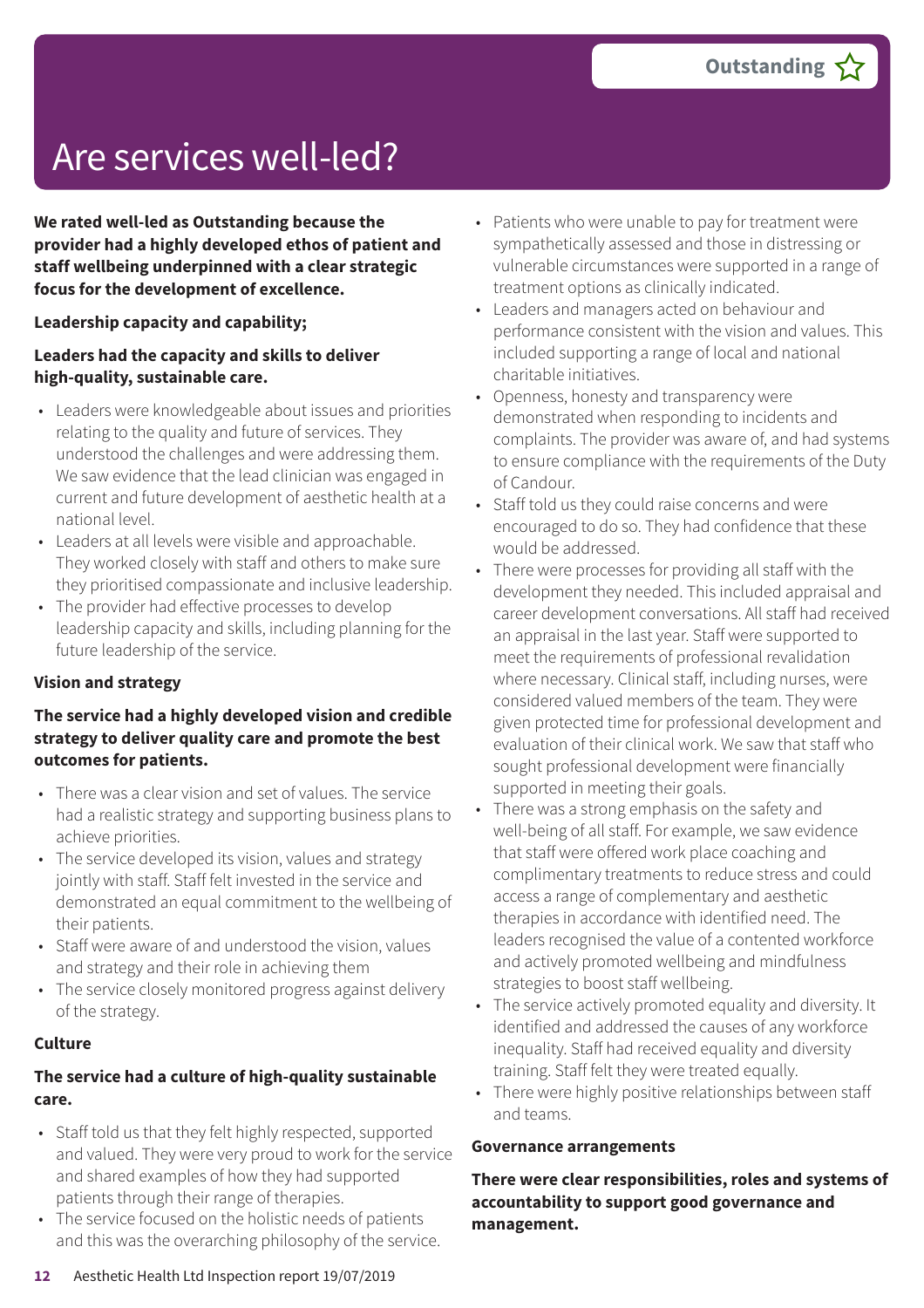Outstanding ☆

# Are services well-led?

**We rated well-led as Outstanding because the provider had a highly developed ethos of patient and staff wellbeing underpinned with a clear strategic focus for the development of excellence.**

**Leadership capacity and capability;**

**Leaders had the capacity and skills to deliver high-quality, sustainable care.**

- Leaders were knowledgeable about issues and priorities relating to the quality and future of services. They understood the challenges and were addressing them. We saw evidence that the lead clinician was engaged in current and future development of aesthetic health at a national level.
- Leaders at all levels were visible and approachable. They worked closely with staff and others to make sure they prioritised compassionate and inclusive leadership.
- The provider had effective processes to develop leadership capacity and skills, including planning for the future leadership of the service.

**Vision and strategy**

**The service had a highly developed vision and credible strategy to deliver quality care and promote the best outcomes for patients.**

- There was a clear vision and set of values. The service had a realistic strategy and supporting business plans to achieve priorities.
- The service developed its vision, values and strategy jointly with staff. Staff felt invested in the service and demonstrated an equal commitment to the wellbeing of their patients.
- Staff were aware of and understood the vision, values and strategy and their role in achieving them
- The service closely monitored progress against delivery of the strategy.

**Culture**

**The service had a culture of high-quality sustainable care.**

- Staff told us that they felt highly respected, supported and valued. They were very proud to work for the service and shared examples of how they had supported patients through their range of therapies.
- The service focused on the holistic needs of patients and this was the overarching philosophy of the service.
- Patients who were unable to pay for treatment were sympathetically assessed and those in distressing or vulnerable circumstances were supported in a range of treatment options as clinically indicated.
- Leaders and managers acted on behaviour and performance consistent with the vision and values. This included supporting a range of local and national charitable initiatives.
- Openness, honesty and transparency were demonstrated when responding to incidents and complaints. The provider was aware of, and had systems to ensure compliance with the requirements of the Duty of Candour.
- Staff told us they could raise concerns and were encouraged to do so. They had confidence that these would be addressed.
- There were processes for providing all staff with the development they needed. This included appraisal and career development conversations. All staff had received an appraisal in the last year. Staff were supported to meet the requirements of professional revalidation where necessary. Clinical staff, including nurses, were considered valued members of the team. They were given protected time for professional development and evaluation of their clinical work. We saw that staff who sought professional development were financially supported in meeting their goals.
- There was a strong emphasis on the safety and well-being of all staff. For example, we saw evidence that staff were offered work place coaching and complimentary treatments to reduce stress and could access a range of complementary and aesthetic therapies in accordance with identified need. The leaders recognised the value of a contented workforce and actively promoted wellbeing and mindfulness strategies to boost staff wellbeing.
- The service actively promoted equality and diversity. It identified and addressed the causes of any workforce inequality. Staff had received equality and diversity training. Staff felt they were treated equally.
- There were highly positive relationships between staff and teams.

**Governance arrangements**

**There were clear responsibilities, roles and systems of accountability to support good governance and management.**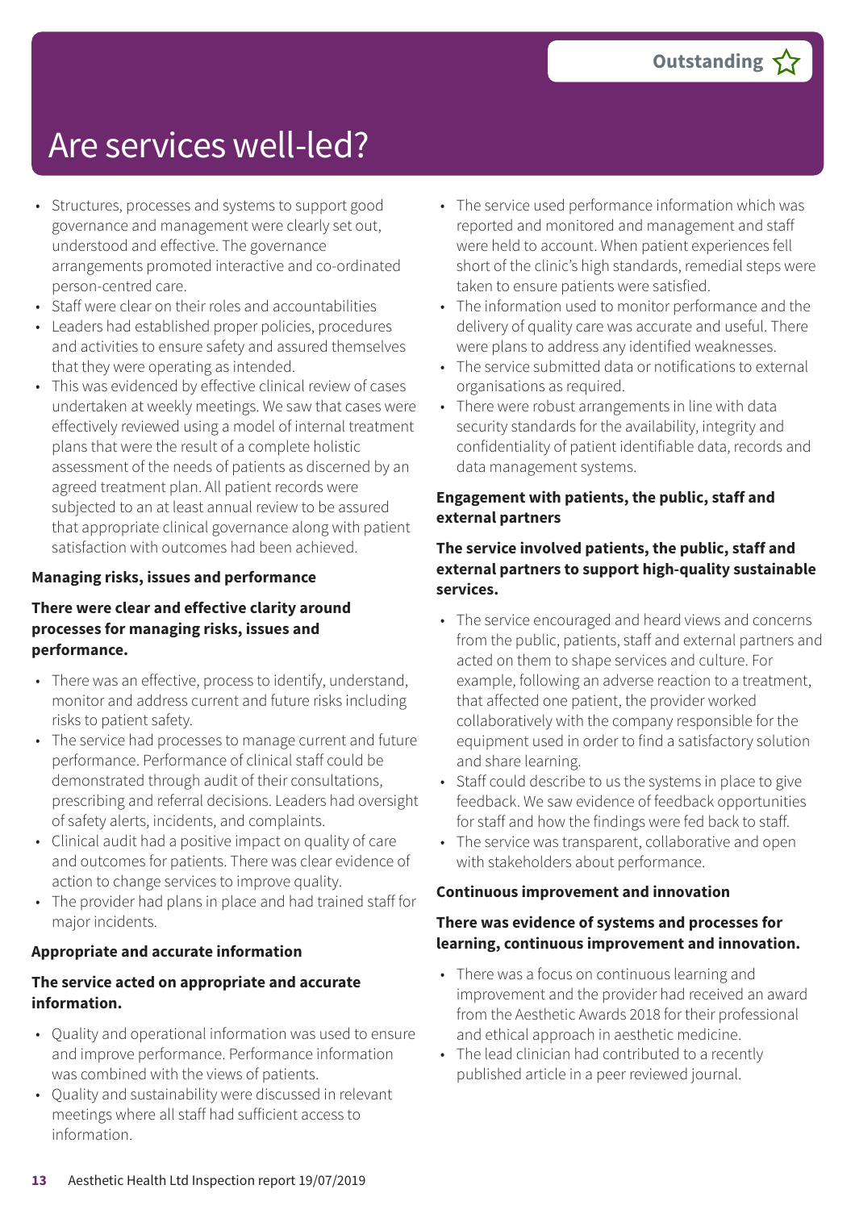# Are services well-led?

Outstanding

- Structures, processes and systems to support good governance and management were clearly set out, understood and effective. The governance arrangements promoted interactive and co-ordinated person-centred care.
- Staff were clear on their roles and accountabilities
- Leaders had established proper policies, procedures and activities to ensure safety and assured themselves that they were operating as intended.
- This was evidenced by effective clinical review of cases undertaken at weekly meetings. We saw that cases were effectively reviewed using a model of internal treatment plans that were the result of a complete holistic assessment of the needs of patients as discerned by an agreed treatment plan. All patient records were subjected to an at least annual review to be assured that appropriate clinical governance along with patient satisfaction with outcomes had been achieved.

**Managing risks, issues and performance**

**There were clear and effective clarity around processes for managing risks, issues and performance.**

- There was an effective, process to identify, understand, monitor and address current and future risks including risks to patient safety.
- The service had processes to manage current and future performance. Performance of clinical staff could be demonstrated through audit of their consultations, prescribing and referral decisions. Leaders had oversight of safety alerts, incidents, and complaints.
- Clinical audit had a positive impact on quality of care and outcomes for patients. There was clear evidence of action to change services to improve quality.
- The provider had plans in place and had trained staff for major incidents.

**Appropriate and accurate information**

**The service acted on appropriate and accurate information.**

- Quality and operational information was used to ensure and improve performance. Performance information was combined with the views of patients.
- Quality and sustainability were discussed in relevant meetings where all staff had sufficient access to information.
- The service used performance information which was reported and monitored and management and staff were held to account. When patient experiences fell short of the clinic's high standards, remedial steps were taken to ensure patients were satisfied.
- The information used to monitor performance and the delivery of quality care was accurate and useful. There were plans to address any identified weaknesses.
- The service submitted data or notifications to external organisations as required.
- There were robust arrangements in line with data security standards for the availability, integrity and confidentiality of patient identifiable data, records and data management systems.

**Engagement with patients, the public, staff and external partners**

**The service involved patients, the public, staff and external partners to support high-quality sustainable services.**

- The service encouraged and heard views and concerns from the public, patients, staff and external partners and acted on them to shape services and culture. For example, following an adverse reaction to a treatment, that affected one patient, the provider worked collaboratively with the company responsible for the equipment used in order to find a satisfactory solution and share learning.
- Staff could describe to us the systems in place to give feedback. We saw evidence of feedback opportunities for staff and how the findings were fed back to staff.
- The service was transparent, collaborative and open with stakeholders about performance.

**Continuous improvement and innovation**

**There was evidence of systems and processes for learning, continuous improvement and innovation.**

- There was a focus on continuous learning and improvement and the provider had received an award from the Aesthetic Awards 2018 for their professional and ethical approach in aesthetic medicine.
- The lead clinician had contributed to a recently published article in a peer reviewed journal.